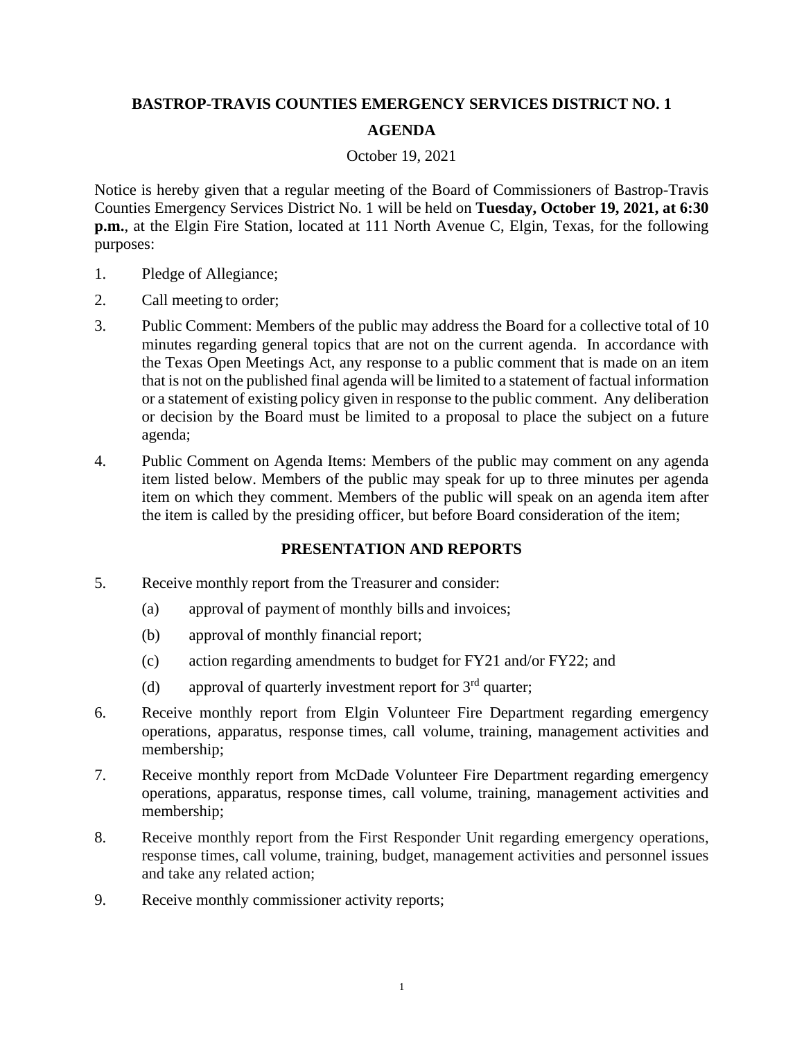# BASTROP-TRAVIS COUNTIES EMERGENCY SERVICES DISTRICT NO. 1

## AGENDA

October 19, 2021

Notice is hereby given that a regular meeting of the Board of Commissioners of Bastrop-Travis Counties Emergency Services District No. 1 will be held on **Tuesday, October 19, 2021, at 6:30 p.m.**, at the Elgin Fire Station, located at 111 North Avenue C, Elgin, Texas, for the following purposes:

1. Pledge of Allegiance;
2. Call meeting to order;
3. Public Comment: Members of the public may address the Board for a collective total of 10 minutes regarding general topics that are not on the current agenda. In accordance with the Texas Open Meetings Act, any response to a public comment that is made on an item that is not on the published final agenda will be limited to a statement of factual information or a statement of existing policy given in response to the public comment. Any deliberation or decision by the Board must be limited to a proposal to place the subject on a future agenda;
4. Public Comment on Agenda Items: Members of the public may comment on any agenda item listed below. Members of the public may speak for up to three minutes per agenda item on which they comment. Members of the public will speak on an agenda item after the item is called by the presiding officer, but before Board consideration of the item;

### PRESENTATION AND REPORTS

5. Receive monthly report from the Treasurer and consider:
   - (a) approval of payment of monthly bills and invoices;
   - (b) approval of monthly financial report;
   - (c) action regarding amendments to budget for FY21 and/or FY22; and
   - (d) approval of quarterly investment report for 3rd quarter;
6. Receive monthly report from Elgin Volunteer Fire Department regarding emergency operations, apparatus, response times, call volume, training, management activities and membership;
7. Receive monthly report from McDade Volunteer Fire Department regarding emergency operations, apparatus, response times, call volume, training, management activities and membership;
8. Receive monthly report from the First Responder Unit regarding emergency operations, response times, call volume, training, budget, management activities and personnel issues and take any related action;
9. Receive monthly commissioner activity reports;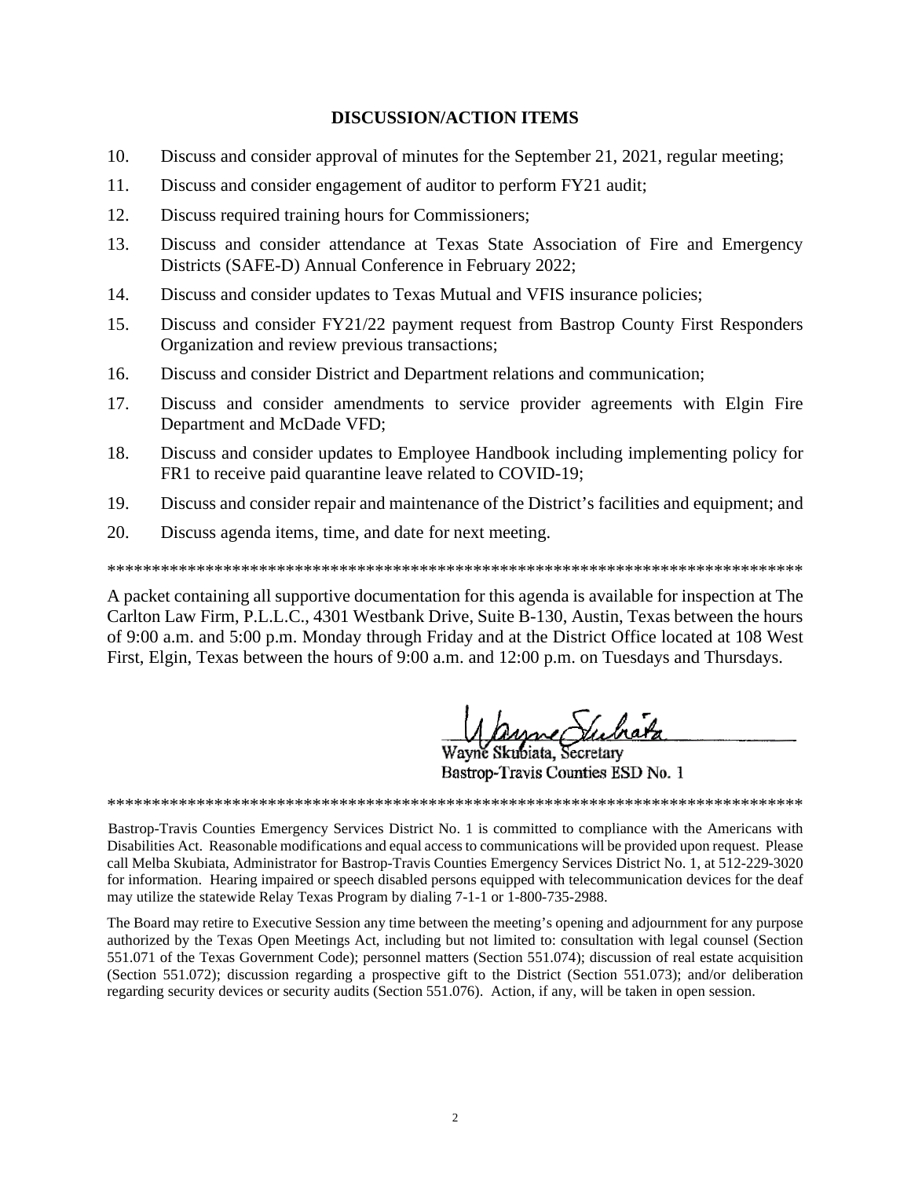## DISCUSSION/ACTION ITEMS

10. Discuss and consider approval of minutes for the September 21, 2021, regular meeting;

11. Discuss and consider engagement of auditor to perform FY21 audit;

12. Discuss required training hours for Commissioners;

13. Discuss and consider attendance at Texas State Association of Fire and Emergency Districts (SAFE-D) Annual Conference in February 2022;

14. Discuss and consider updates to Texas Mutual and VFIS insurance policies;

15. Discuss and consider FY21/22 payment request from Bastrop County First Responders Organization and review previous transactions;

16. Discuss and consider District and Department relations and communication;

17. Discuss and consider amendments to service provider agreements with Elgin Fire Department and McDade VFD;

18. Discuss and consider updates to Employee Handbook including implementing policy for FR1 to receive paid quarantine leave related to COVID-19;

19. Discuss and consider repair and maintenance of the District's facilities and equipment; and

20. Discuss agenda items, time, and date for next meeting.

********************************************************************************

A packet containing all supportive documentation for this agenda is available for inspection at The Carlton Law Firm, P.L.L.C., 4301 Westbank Drive, Suite B-130, Austin, Texas between the hours of 9:00 a.m. and 5:00 p.m. Monday through Friday and at the District Office located at 108 West First, Elgin, Texas between the hours of 9:00 a.m. and 12:00 p.m. on Tuesdays and Thursdays.

Wayne Skubiata, Secretary
Bastrop-Travis Counties ESD No. 1

********************************************************************************

Bastrop-Travis Counties Emergency Services District No. 1 is committed to compliance with the Americans with Disabilities Act. Reasonable modifications and equal access to communications will be provided upon request. Please call Melba Skubiata, Administrator for Bastrop-Travis Counties Emergency Services District No. 1, at 512-229-3020 for information. Hearing impaired or speech disabled persons equipped with telecommunication devices for the deaf may utilize the statewide Relay Texas Program by dialing 7-1-1 or 1-800-735-2988.

The Board may retire to Executive Session any time between the meeting's opening and adjournment for any purpose authorized by the Texas Open Meetings Act, including but not limited to: consultation with legal counsel (Section 551.071 of the Texas Government Code); personnel matters (Section 551.074); discussion of real estate acquisition (Section 551.072); discussion regarding a prospective gift to the District (Section 551.073); and/or deliberation regarding security devices or security audits (Section 551.076). Action, if any, will be taken in open session.